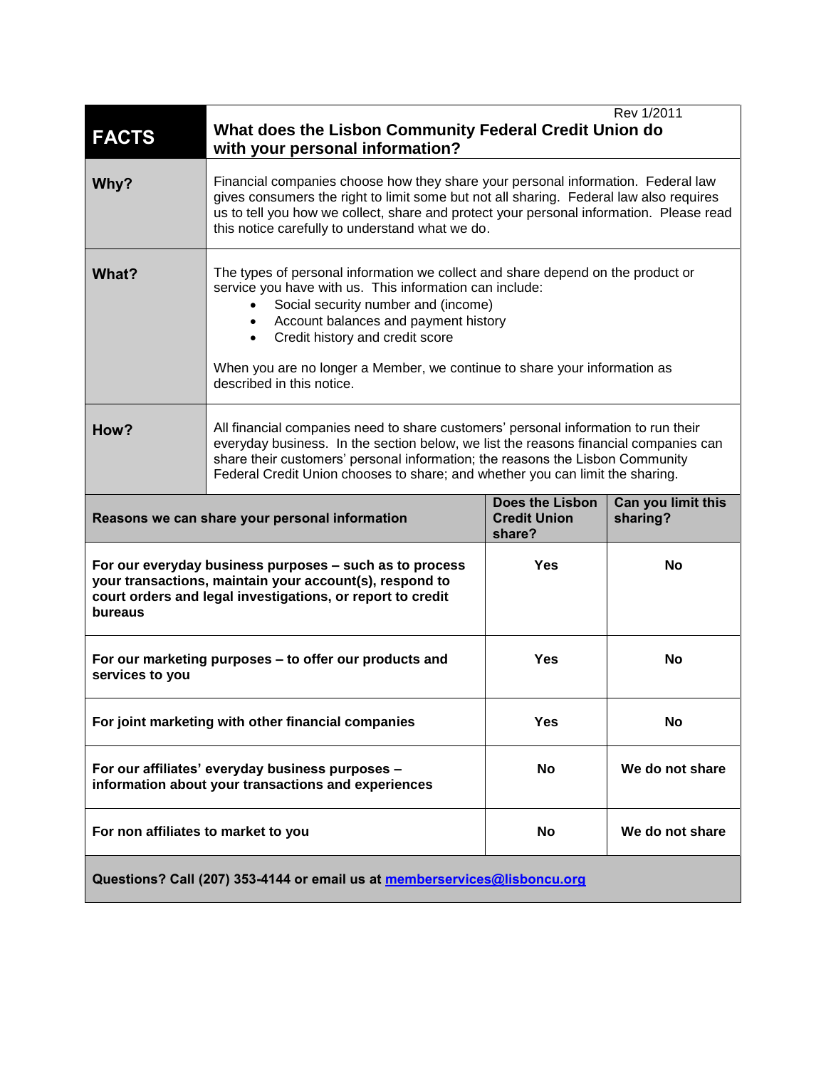Rev 1/2011

# FACTS — What does the Lisbon Community Federal Credit Union do with your personal information?

| | |
|---|---|
| **Why?** | Financial companies choose how they share your personal information. Federal law gives consumers the right to limit some but not all sharing. Federal law also requires us to tell you how we collect, share and protect your personal information. Please read this notice carefully to understand what we do. |
| **What?** | The types of personal information we collect and share depend on the product or service you have with us. This information can include:<br>• Social security number and (income)<br>• Account balances and payment history<br>• Credit history and credit score<br><br>When you are no longer a Member, we continue to share your information as described in this notice. |
| **How?** | All financial companies need to share customers' personal information to run their everyday business. In the section below, we list the reasons financial companies can share their customers' personal information; the reasons the Lisbon Community Federal Credit Union chooses to share; and whether you can limit the sharing. |

| Reasons we can share your personal information | Does the Lisbon Credit Union share? | Can you limit this sharing? |
|---|---|---|
| **For our everyday business purposes – such as to process your transactions, maintain your account(s), respond to court orders and legal investigations, or report to credit bureaus** | **Yes** | **No** |
| **For our marketing purposes – to offer our products and services to you** | **Yes** | **No** |
| **For joint marketing with other financial companies** | **Yes** | **No** |
| **For our affiliates' everyday business purposes – information about your transactions and experiences** | **No** | **We do not share** |
| **For non affiliates to market to you** | **No** | **We do not share** |

**Questions? Call (207) 353-4144 or email us at memberservices@lisboncu.org**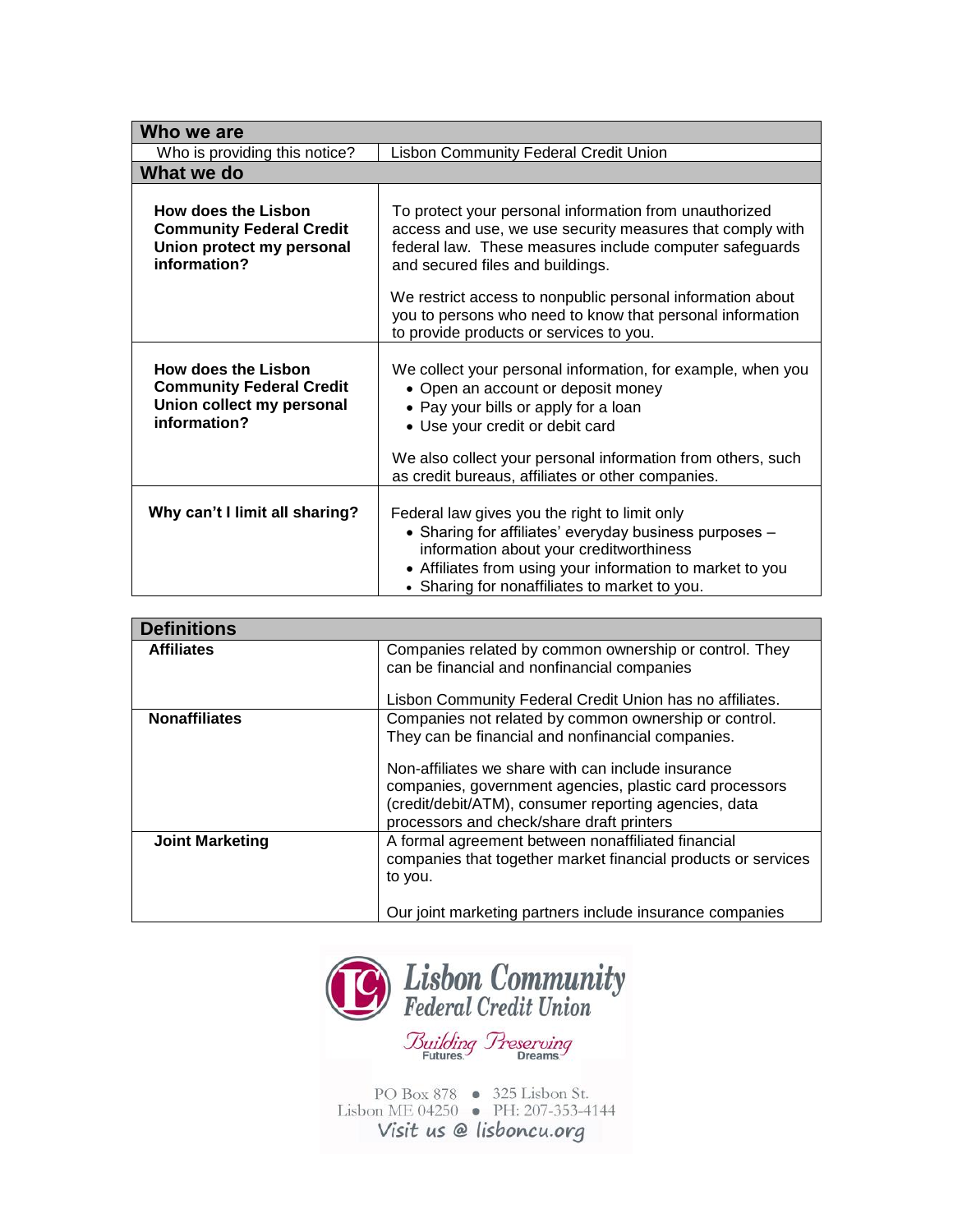| Who we are | |
|---|---|
| Who is providing this notice? | Lisbon Community Federal Credit Union |

| What we do | |
|---|---|
| **How does the Lisbon Community Federal Credit Union protect my personal information?** | To protect your personal information from unauthorized access and use, we use security measures that comply with federal law. These measures include computer safeguards and secured files and buildings.<br><br>We restrict access to nonpublic personal information about you to persons who need to know that personal information to provide products or services to you. |
| **How does the Lisbon Community Federal Credit Union collect my personal information?** | We collect your personal information, for example, when you<br>• Open an account or deposit money<br>• Pay your bills or apply for a loan<br>• Use your credit or debit card<br><br>We also collect your personal information from others, such as credit bureaus, affiliates or other companies. |
| **Why can't I limit all sharing?** | Federal law gives you the right to limit only<br>• Sharing for affiliates' everyday business purposes – information about your creditworthiness<br>• Affiliates from using your information to market to you<br>• Sharing for nonaffiliates to market to you. |

| Definitions | |
|---|---|
| **Affiliates** | Companies related by common ownership or control. They can be financial and nonfinancial companies<br><br>Lisbon Community Federal Credit Union has no affiliates. |
| **Nonaffiliates** | Companies not related by common ownership or control. They can be financial and nonfinancial companies.<br><br>Non-affiliates we share with can include insurance companies, government agencies, plastic card processors (credit/debit/ATM), consumer reporting agencies, data processors and check/share draft printers |
| **Joint Marketing** | A formal agreement between nonaffiliated financial companies that together market financial products or services to you.<br><br>Our joint marketing partners include insurance companies |

Lisbon Community Federal Credit Union

Building Futures. Preserving Dreams.

PO Box 878 • 325 Lisbon St.
Lisbon ME 04250 • PH: 207-353-4144
Visit us @ lisboncu.org